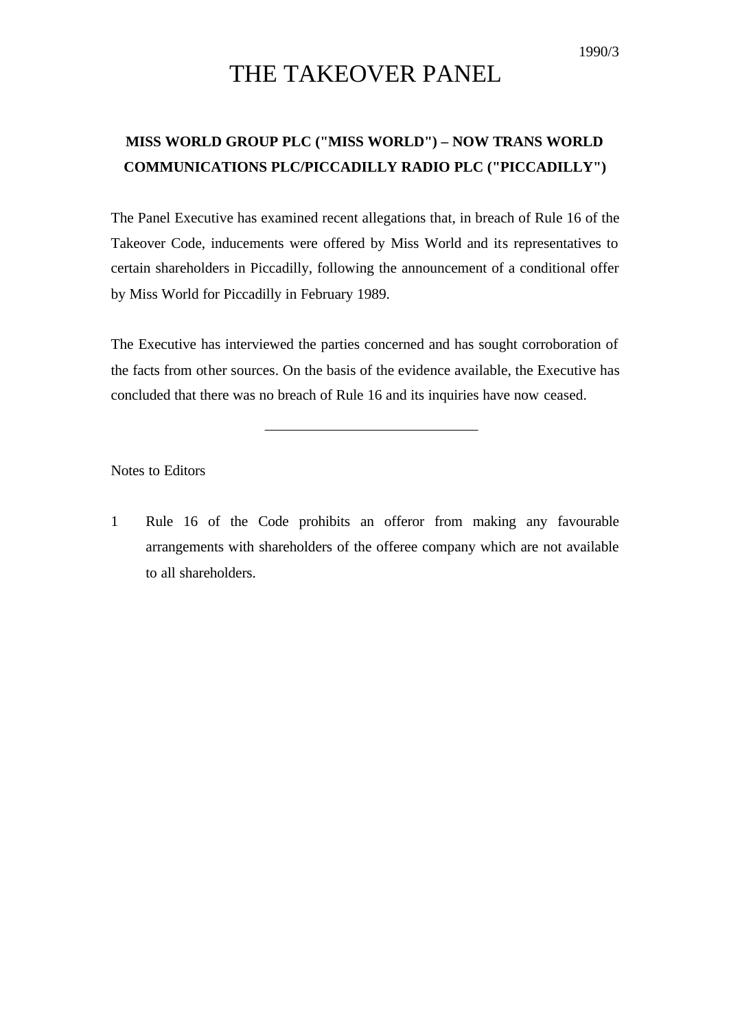1990/3

# THE TAKEOVER PANEL

**MISS WORLD GROUP PLC ("MISS WORLD") – NOW TRANS WORLD COMMUNICATIONS PLC/PICCADILLY RADIO PLC ("PICCADILLY")**

The Panel Executive has examined recent allegations that, in breach of Rule 16 of the Takeover Code, inducements were offered by Miss World and its representatives to certain shareholders in Piccadilly, following the announcement of a conditional offer by Miss World for Piccadilly in February 1989.

The Executive has interviewed the parties concerned and has sought corroboration of the facts from other sources. On the basis of the evidence available, the Executive has concluded that there was no breach of Rule 16 and its inquiries have now ceased.

---

Notes to Editors

1. Rule 16 of the Code prohibits an offeror from making any favourable arrangements with shareholders of the offeree company which are not available to all shareholders.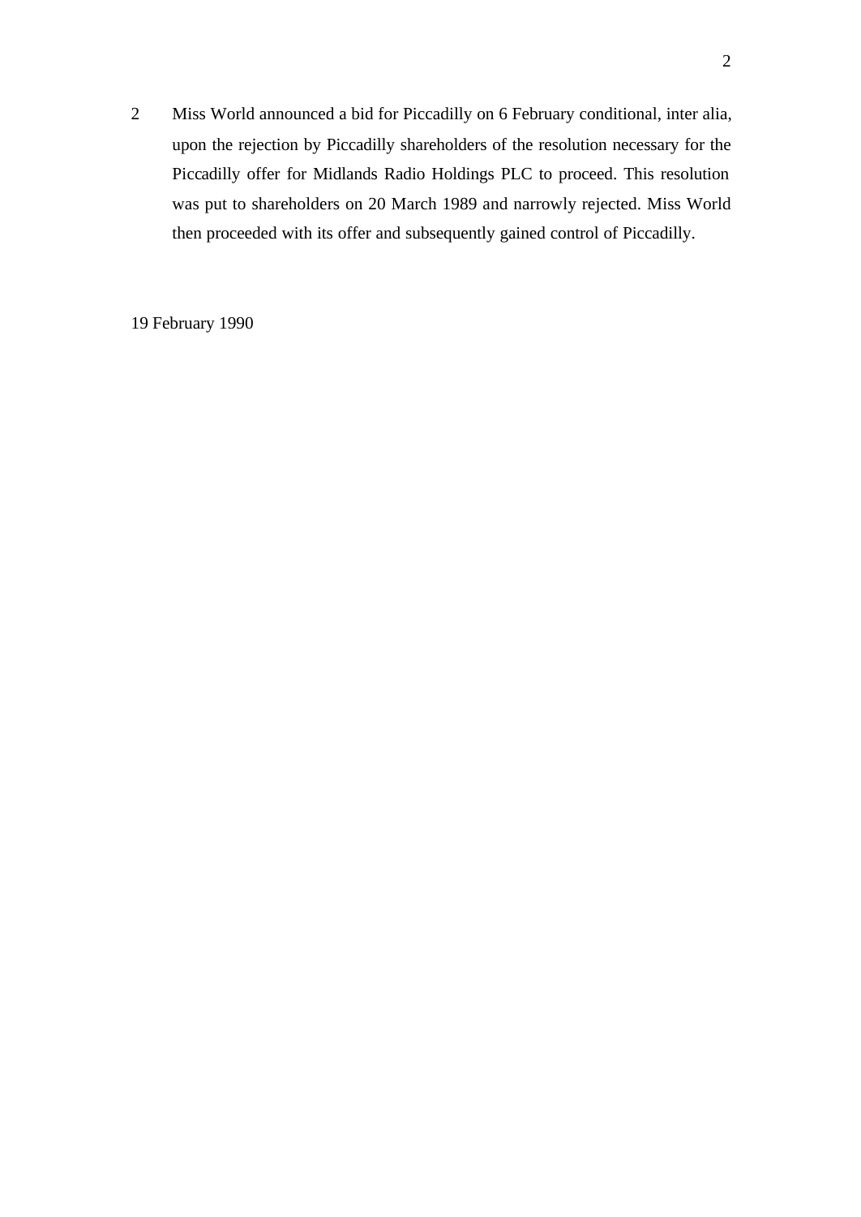2 Miss World announced a bid for Piccadilly on 6 February conditional, inter alia, upon the rejection by Piccadilly shareholders of the resolution necessary for the Piccadilly offer for Midlands Radio Holdings PLC to proceed. This resolution was put to shareholders on 20 March 1989 and narrowly rejected. Miss World then proceeded with its offer and subsequently gained control of Piccadilly.

19 February 1990